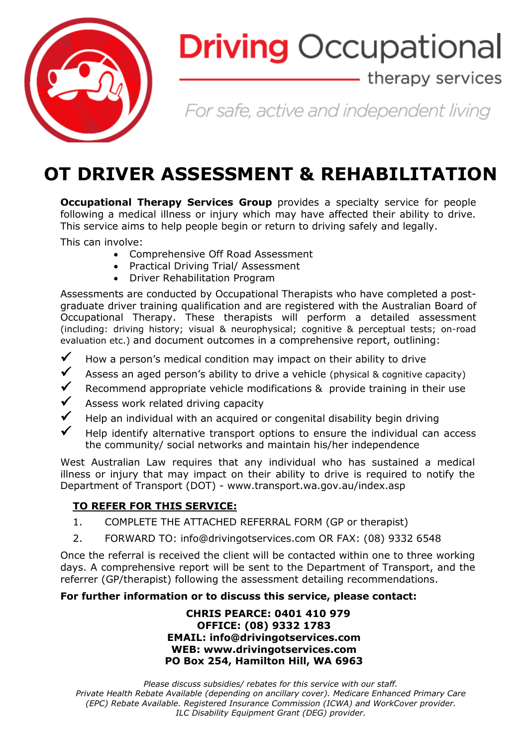# Driving Occupational therapy services

*For safe, active and independent living*

# OT DRIVER ASSESSMENT & REHABILITATION

**Occupational Therapy Services Group** provides a specialty service for people following a medical illness or injury which may have affected their ability to drive. This service aims to help people begin or return to driving safely and legally.

This can involve:

- Comprehensive Off Road Assessment
- Practical Driving Trial/ Assessment
- Driver Rehabilitation Program

Assessments are conducted by Occupational Therapists who have completed a post-graduate driver training qualification and are registered with the Australian Board of Occupational Therapy. These therapists will perform a detailed assessment (including: driving history; visual & neurophysical; cognitive & perceptual tests; on-road evaluation etc.) and document outcomes in a comprehensive report, outlining:

- ✓ How a person's medical condition may impact on their ability to drive
- ✓ Assess an aged person's ability to drive a vehicle (physical & cognitive capacity)
- ✓ Recommend appropriate vehicle modifications & provide training in their use
- ✓ Assess work related capacity
- ✓ Help an individual with an acquired or congenital disability begin driving
- ✓ Help identify alternative transport options to ensure the individual can access the community/ social networks and maintain his/her independence

West Australian Law requires that any individual who has sustained a medical illness or injury that may impact on their ability to drive is required to notify the Department of Transport (DOT) - www.transport.wa.gov.au/index.asp

**<u>TO REFER FOR THIS SERVICE:</u>**

1. COMPLETE THE ATTACHED REFERRAL FORM (GP or therapist)
2. FORWARD TO: info@drivingotservices.com OR FAX: (08) 9332 6548

Once the referral is received the client will be contacted within one to three working days. A comprehensive report will be sent to the Department of Transport, and the referrer (GP/therapist) following the assessment detailing recommendations.

**For further information or to discuss this service, please contact:**

**CHRIS PEARCE: 0401 410 979**
**OFFICE: (08) 9332 1783**
**EMAIL: info@drivingotservices.com**
**WEB: www.drivingotservices.com**
**PO Box 254, Hamilton Hill, WA 6963**

*Please discuss subsidies/ rebates for this service with our staff.*
*Private Health Rebate Available (depending on ancillary cover). Medicare Enhanced Primary Care (EPC) Rebate Available. Registered Insurance Commission (ICWA) and WorkCover provider. ILC Disability Equipment Grant (DEG) provider.*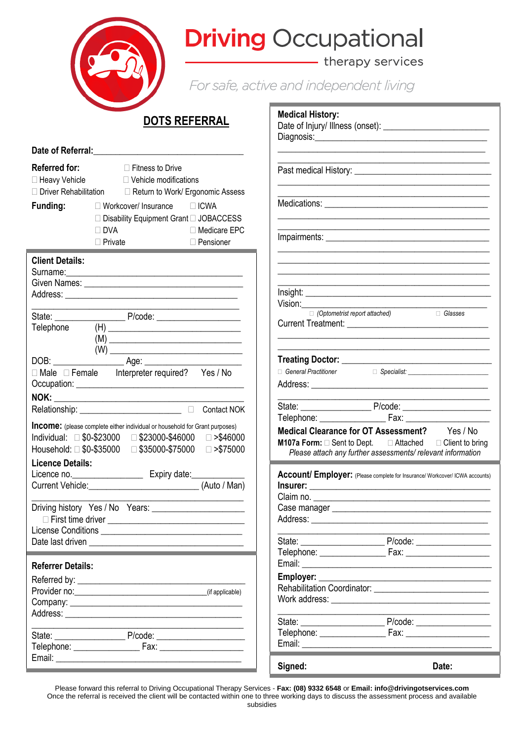# Driving Occupational therapy services

*For safe, active and independent living*

## DOTS REFERRAL

**Date of Referral:**\_\_\_\_\_\_\_\_\_\_\_\_\_\_\_\_\_\_\_\_\_\_\_\_\_\_\_\_\_\_\_\_

**Referred for:**
- ☐ Fitness to Drive
- ☐ Heavy Vehicle
- ☐ Vehicle modifications
- ☐ Driver Rehabilitation
- ☐ Return to Work/ Ergonomic Assess

**Funding:**
- ☐ Workcover/ Insurance
- ☐ ICWA
- ☐ Disability Equipment Grant
- ☐ JOBACCESS
- ☐ DVA
- ☐ Medicare EPC
- ☐ Private
- ☐ Pensioner

**Client Details:**

Surname:\_\_\_\_\_\_\_\_\_\_\_\_\_\_\_\_\_\_\_\_\_\_\_\_\_\_\_\_\_\_\_\_

Given Names: \_\_\_\_\_\_\_\_\_\_\_\_\_\_\_\_\_\_\_\_\_\_\_\_\_\_\_\_\_\_

Address: \_\_\_\_\_\_\_\_\_\_\_\_\_\_\_\_\_\_\_\_\_\_\_\_\_\_\_\_\_\_\_\_

\_\_\_\_\_\_\_\_\_\_\_\_\_\_\_\_\_\_\_\_\_\_\_\_\_\_\_\_\_\_\_\_\_\_\_\_\_\_\_\_

State: \_\_\_\_\_\_\_\_\_\_\_\_ P/code: \_\_\_\_\_\_\_\_\_\_\_\_\_\_\_

Telephone (H) \_\_\_\_\_\_\_\_\_\_\_\_\_\_\_\_\_\_\_\_\_\_\_\_

(M) \_\_\_\_\_\_\_\_\_\_\_\_\_\_\_\_\_\_\_\_\_\_\_\_

(W) \_\_\_\_\_\_\_\_\_\_\_\_\_\_\_\_\_\_\_\_\_\_\_\_

DOB: \_\_\_\_\_\_\_\_\_\_\_\_ Age: \_\_\_\_\_\_\_\_\_\_\_\_\_\_\_\_\_

☐ Male ☐ Female Interpreter required? Yes / No

Occupation: \_\_\_\_\_\_\_\_\_\_\_\_\_\_\_\_\_\_\_\_\_\_\_\_\_\_\_\_\_

**NOK:** \_\_\_\_\_\_\_\_\_\_\_\_\_\_\_\_\_\_\_\_\_\_\_\_\_\_\_\_\_\_\_\_\_\_

Relationship: \_\_\_\_\_\_\_\_\_\_\_\_\_\_\_\_\_\_\_ ☐ Contact NOK

**Income:** (please complete either individual or household for Grant purposes)

Individual: ☐ \$0-\$23000 ☐ \$23000-\$46000 ☐ >\$46000

Household: ☐ \$0-\$35000 ☐ \$35000-\$75000 ☐ >\$75000

**Licence Details:**

Licence no.\_\_\_\_\_\_\_\_\_\_\_\_\_\_ Expiry date:\_\_\_\_\_\_\_\_\_\_\_\_

Current Vehicle:\_\_\_\_\_\_\_\_\_\_\_\_\_\_\_\_\_\_\_\_\_\_\_ (Auto / Man)

\_\_\_\_\_\_\_\_\_\_\_\_\_\_\_\_\_\_\_\_\_\_\_\_\_\_\_\_\_\_\_\_\_\_\_\_\_\_\_\_

Driving history Yes / No Years: \_\_\_\_\_\_\_\_\_\_\_\_\_\_\_\_\_

☐ First time driver \_\_\_\_\_\_\_\_\_\_\_\_\_\_\_\_\_\_\_\_\_\_\_\_\_\_

License Conditions \_\_\_\_\_\_\_\_\_\_\_\_\_\_\_\_\_\_\_\_\_\_\_\_\_\_

Date last driven \_\_\_\_\_\_\_\_\_\_\_\_\_\_\_\_\_\_\_\_\_\_\_\_\_\_\_\_

**Referrer Details:**

Referred by: \_\_\_\_\_\_\_\_\_\_\_\_\_\_\_\_\_\_\_\_\_\_\_\_\_\_\_\_\_\_\_

Provider no:\_\_\_\_\_\_\_\_\_\_\_\_\_\_\_\_\_\_\_\_\_\_\_\_\_(if applicable)

Company: \_\_\_\_\_\_\_\_\_\_\_\_\_\_\_\_\_\_\_\_\_\_\_\_\_\_\_\_\_\_\_\_\_

Address: \_\_\_\_\_\_\_\_\_\_\_\_\_\_\_\_\_\_\_\_\_\_\_\_\_\_\_\_\_\_\_\_\_

\_\_\_\_\_\_\_\_\_\_\_\_\_\_\_\_\_\_\_\_\_\_\_\_\_\_\_\_\_\_\_\_\_\_\_\_\_\_\_\_

State: \_\_\_\_\_\_\_\_\_\_\_\_ P/code: \_\_\_\_\_\_\_\_\_\_\_\_\_\_\_

Telephone: \_\_\_\_\_\_\_\_\_\_\_\_ Fax: \_\_\_\_\_\_\_\_\_\_\_\_\_\_\_

Email: \_\_\_\_\_\_\_\_\_\_\_\_\_\_\_\_\_\_\_\_\_\_\_\_\_\_\_\_\_\_\_\_\_\_\_

**Medical History:**

Date of Injury/ Illness (onset): \_\_\_\_\_\_\_\_\_\_\_\_\_\_\_\_\_\_\_

Diagnosis:\_\_\_\_\_\_\_\_\_\_\_\_\_\_\_\_\_\_\_\_\_\_\_\_\_\_\_\_\_\_\_\_\_\_\_

\_\_\_\_\_\_\_\_\_\_\_\_\_\_\_\_\_\_\_\_\_\_\_\_\_\_\_\_\_\_\_\_\_\_\_\_\_\_\_\_

\_\_\_\_\_\_\_\_\_\_\_\_\_\_\_\_\_\_\_\_\_\_\_\_\_\_\_\_\_\_\_\_\_\_\_\_\_\_\_\_

Past medical History: \_\_\_\_\_\_\_\_\_\_\_\_\_\_\_\_\_\_\_\_\_\_\_\_\_\_

\_\_\_\_\_\_\_\_\_\_\_\_\_\_\_\_\_\_\_\_\_\_\_\_\_\_\_\_\_\_\_\_\_\_\_\_\_\_\_\_

\_\_\_\_\_\_\_\_\_\_\_\_\_\_\_\_\_\_\_\_\_\_\_\_\_\_\_\_\_\_\_\_\_\_\_\_\_\_\_\_

Medications: \_\_\_\_\_\_\_\_\_\_\_\_\_\_\_\_\_\_\_\_\_\_\_\_\_\_\_\_\_\_\_\_

\_\_\_\_\_\_\_\_\_\_\_\_\_\_\_\_\_\_\_\_\_\_\_\_\_\_\_\_\_\_\_\_\_\_\_\_\_\_\_\_

\_\_\_\_\_\_\_\_\_\_\_\_\_\_\_\_\_\_\_\_\_\_\_\_\_\_\_\_\_\_\_\_\_\_\_\_\_\_\_\_

Impairments: \_\_\_\_\_\_\_\_\_\_\_\_\_\_\_\_\_\_\_\_\_\_\_\_\_\_\_\_\_\_\_

\_\_\_\_\_\_\_\_\_\_\_\_\_\_\_\_\_\_\_\_\_\_\_\_\_\_\_\_\_\_\_\_\_\_\_\_\_\_\_\_

\_\_\_\_\_\_\_\_\_\_\_\_\_\_\_\_\_\_\_\_\_\_\_\_\_\_\_\_\_\_\_\_\_\_\_\_\_\_\_\_

\_\_\_\_\_\_\_\_\_\_\_\_\_\_\_\_\_\_\_\_\_\_\_\_\_\_\_\_\_\_\_\_\_\_\_\_\_\_\_\_

\_\_\_\_\_\_\_\_\_\_\_\_\_\_\_\_\_\_\_\_\_\_\_\_\_\_\_\_\_\_\_\_\_\_\_\_\_\_\_\_

Insight: \_\_\_\_\_\_\_\_\_\_\_\_\_\_\_\_\_\_\_\_\_\_\_\_\_\_\_\_\_\_\_\_\_\_\_

Vision:\_\_\_\_\_\_\_\_\_\_\_\_\_\_\_\_\_\_\_\_\_\_\_\_\_\_\_\_\_\_\_\_\_\_\_\_

☐ *(Optometrist report attached)* ☐ *Glasses*

Current Treatment: \_\_\_\_\_\_\_\_\_\_\_\_\_\_\_\_\_\_\_\_\_\_\_\_\_\_\_

\_\_\_\_\_\_\_\_\_\_\_\_\_\_\_\_\_\_\_\_\_\_\_\_\_\_\_\_\_\_\_\_\_\_\_\_\_\_\_\_

\_\_\_\_\_\_\_\_\_\_\_\_\_\_\_\_\_\_\_\_\_\_\_\_\_\_\_\_\_\_\_\_\_\_\_\_\_\_\_\_

**Treating Doctor:** \_\_\_\_\_\_\_\_\_\_\_\_\_\_\_\_\_\_\_\_\_\_\_\_\_\_\_\_

☐ *General Practitioner* ☐ *Specialist:* \_\_\_\_\_\_\_\_\_\_\_\_\_\_\_\_\_\_

Address: \_\_\_\_\_\_\_\_\_\_\_\_\_\_\_\_\_\_\_\_\_\_\_\_\_\_\_\_\_\_\_\_\_\_

\_\_\_\_\_\_\_\_\_\_\_\_\_\_\_\_\_\_\_\_\_\_\_\_\_\_\_\_\_\_\_\_\_\_\_\_\_\_\_\_

State: \_\_\_\_\_\_\_\_\_\_\_\_ P/code: \_\_\_\_\_\_\_\_\_\_\_\_\_\_\_

Telephone: \_\_\_\_\_\_\_\_\_\_\_\_ Fax: \_\_\_\_\_\_\_\_\_\_\_\_\_\_\_

**Medical Clearance for OT Assessment?** Yes / No

**M107a Form:** ☐ Sent to Dept. ☐ Attached ☐ Client to bring

*Please attach any further assessments/ relevant information*

**Account/ Employer:** (Please complete for Insurance/ Workcover/ ICWA accounts)

**Insurer:** \_\_\_\_\_\_\_\_\_\_\_\_\_\_\_\_\_\_\_\_\_\_\_\_\_\_\_\_\_\_\_\_\_\_\_

Claim no. \_\_\_\_\_\_\_\_\_\_\_\_\_\_\_\_\_\_\_\_\_\_\_\_\_\_\_\_\_\_\_\_\_\_

Case manager \_\_\_\_\_\_\_\_\_\_\_\_\_\_\_\_\_\_\_\_\_\_\_\_\_\_\_\_\_\_

Address: \_\_\_\_\_\_\_\_\_\_\_\_\_\_\_\_\_\_\_\_\_\_\_\_\_\_\_\_\_\_\_\_\_\_

\_\_\_\_\_\_\_\_\_\_\_\_\_\_\_\_\_\_\_\_\_\_\_\_\_\_\_\_\_\_\_\_\_\_\_\_\_\_\_\_

State: \_\_\_\_\_\_\_\_\_\_\_\_ P/code: \_\_\_\_\_\_\_\_\_\_\_\_\_\_\_

Telephone: \_\_\_\_\_\_\_\_\_\_\_\_ Fax: \_\_\_\_\_\_\_\_\_\_\_\_\_\_\_

Email: \_\_\_\_\_\_\_\_\_\_\_\_\_\_\_\_\_\_\_\_\_\_\_\_\_\_\_\_\_\_\_\_\_\_\_

**Employer:** \_\_\_\_\_\_\_\_\_\_\_\_\_\_\_\_\_\_\_\_\_\_\_\_\_\_\_\_\_\_\_\_

Rehabilitation Coordinator: \_\_\_\_\_\_\_\_\_\_\_\_\_\_\_\_\_\_\_\_\_

Work address: \_\_\_\_\_\_\_\_\_\_\_\_\_\_\_\_\_\_\_\_\_\_\_\_\_\_\_\_\_\_

\_\_\_\_\_\_\_\_\_\_\_\_\_\_\_\_\_\_\_\_\_\_\_\_\_\_\_\_\_\_\_\_\_\_\_\_\_\_\_\_

State: \_\_\_\_\_\_\_\_\_\_\_\_ P/code: \_\_\_\_\_\_\_\_\_\_\_\_\_\_\_

Telephone: \_\_\_\_\_\_\_\_\_\_\_\_ Fax: \_\_\_\_\_\_\_\_\_\_\_\_\_\_\_

Email: \_\_\_\_\_\_\_\_\_\_\_\_\_\_\_\_\_\_\_\_\_\_\_\_\_\_\_\_\_\_\_\_\_\_\_

**Signed:** **Date:**

Please forward this referral to Driving Occupational Therapy Services - **Fax: (08) 9332 6548** or **Email: info@drivingotservices.com**

Once the referral is received the client will be contacted within one to three working days to discuss the assessment process and available subsidies